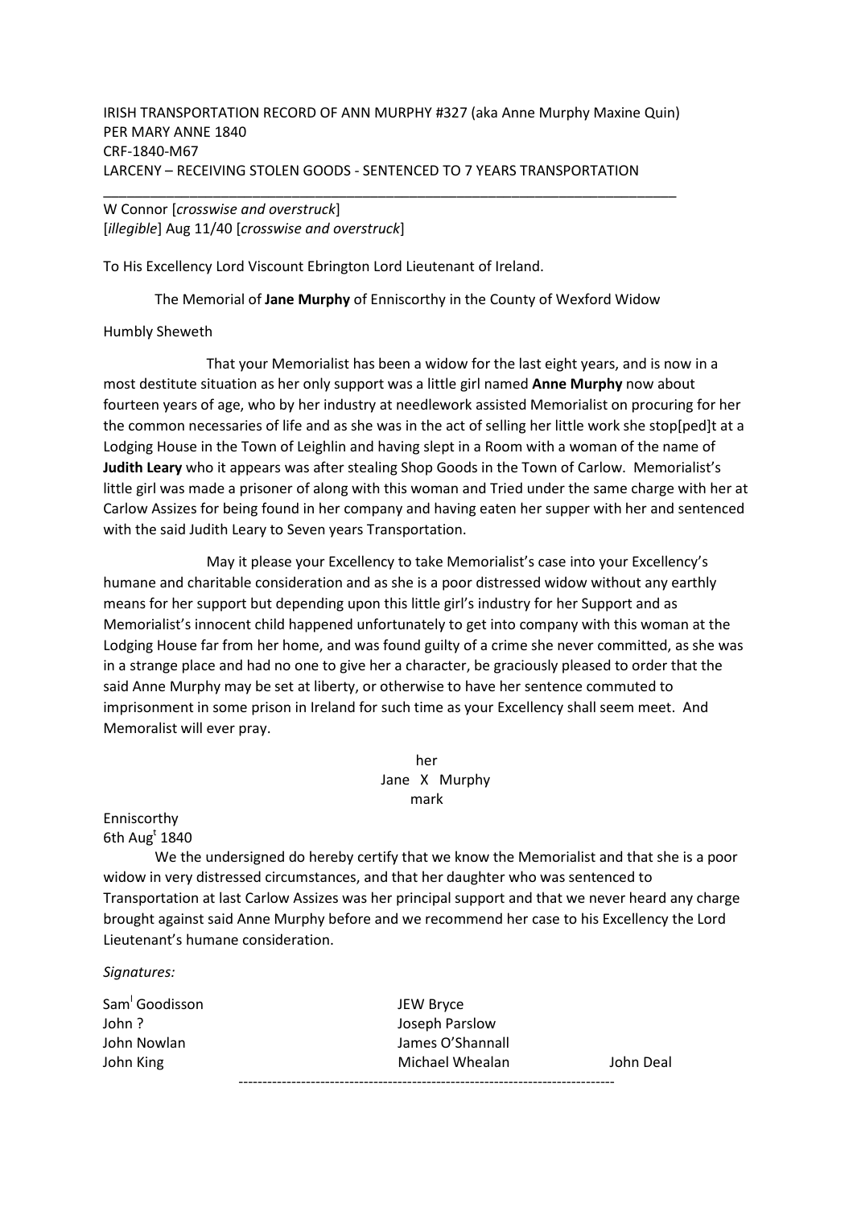IRISH TRANSPORTATION RECORD OF ANN MURPHY #327 (aka Anne Murphy Maxine Quin)
PER MARY ANNE 1840
CRF-1840-M67
LARCENY – RECEIVING STOLEN GOODS - SENTENCED TO 7 YEARS TRANSPORTATION

---

W Connor [*crosswise and overstruck*]
[*illegible*] Aug 11/40 [*crosswise and overstruck*]

To His Excellency Lord Viscount Ebrington Lord Lieutenant of Ireland.

The Memorial of **Jane Murphy** of Enniscorthy in the County of Wexford Widow

Humbly Sheweth

That your Memorialist has been a widow for the last eight years, and is now in a most destitute situation as her only support was a little girl named **Anne Murphy** now about fourteen years of age, who by her industry at needlework assisted Memorialist on procuring for her the common necessaries of life and as she was in the act of selling her little work she stop[ped]t at a Lodging House in the Town of Leighlin and having slept in a Room with a woman of the name of **Judith Leary** who it appears was after stealing Shop Goods in the Town of Carlow. Memorialist's little girl was made a prisoner of along with this woman and Tried under the same charge with her at Carlow Assizes for being found in her company and having eaten her supper with her and sentenced with the said Judith Leary to Seven years Transportation.

May it please your Excellency to take Memorialist's case into your Excellency's humane and charitable consideration and as she is a poor distressed widow without any earthly means for her support but depending upon this little girl's industry for her Support and as Memorialist's innocent child happened unfortunately to get into company with this woman at the Lodging House far from her home, and was found guilty of a crime she never committed, as she was in a strange place and had no one to give her a character, be graciously pleased to order that the said Anne Murphy may be set at liberty, or otherwise to have her sentence commuted to imprisonment in some prison in Ireland for such time as your Excellency shall seem meet. And Memoralist will ever pray.

her
Jane X Murphy
mark

Enniscorthy
6th Aug[t] 1840

We the undersigned do hereby certify that we know the Memorialist and that she is a poor widow in very distressed circumstances, and that her daughter who was sentenced to Transportation at last Carlow Assizes was her principal support and that we never heard any charge brought against said Anne Murphy before and we recommend her case to his Excellency the Lord Lieutenant's humane consideration.

*Signatures:*

Sam[l] Goodisson
John ?
John Nowlan
John King
JEW Bryce
Joseph Parslow
James O'Shannall
Michael Whealan
John Deal

---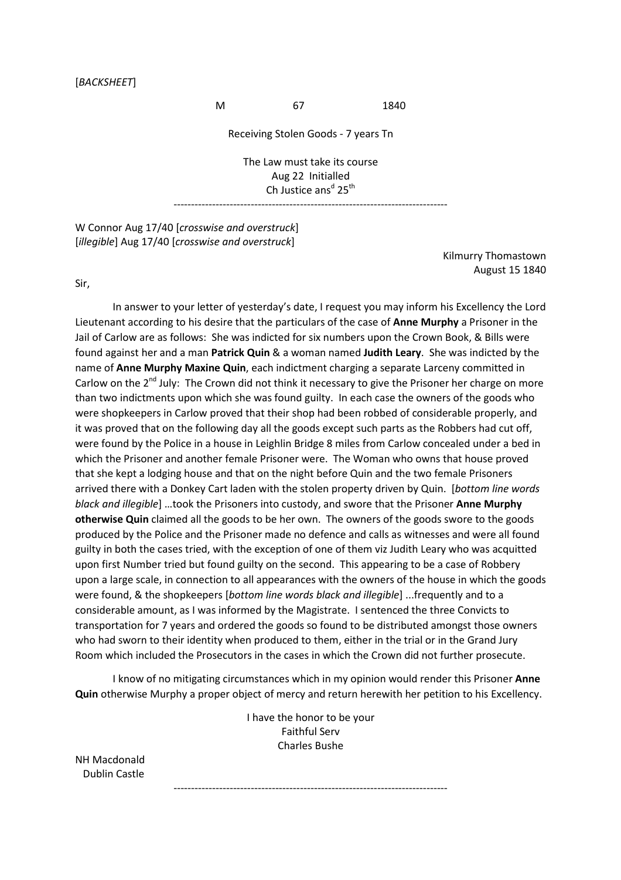[*BACKSHEET*]

M 67 1840

Receiving Stolen Goods - 7 years Tn

The Law must take its course
Aug 22 Initialled
Ch Justice ans[d] 25[th]

------------------------------------------------------------------------------

W Connor Aug 17/40 [*crosswise and overstruck*]
[*illegible*] Aug 17/40 [*crosswise and overstruck*]

Kilmurry Thomastown
August 15 1840

Sir,

In answer to your letter of yesterday's date, I request you may inform his Excellency the Lord Lieutenant according to his desire that the particulars of the case of **Anne Murphy** a Prisoner in the Jail of Carlow are as follows: She was indicted for six numbers upon the Crown Book, & Bills were found against her and a man **Patrick Quin** & a woman named **Judith Leary**. She was indicted by the name of **Anne Murphy Maxine Quin**, each indictment charging a separate Larceny committed in Carlow on the 2[nd] July: The Crown did not think it necessary to give the Prisoner her charge on more than two indictments upon which she was found guilty. In each case the owners of the goods who were shopkeepers in Carlow proved that their shop had been robbed of considerable properly, and it was proved that on the following day all the goods except such parts as the Robbers had cut off, were found by the Police in a house in Leighlin Bridge 8 miles from Carlow concealed under a bed in which the Prisoner and another female Prisoner were. The Woman who owns that house proved that she kept a lodging house and that on the night before Quin and the two female Prisoners arrived there with a Donkey Cart laden with the stolen property driven by Quin. [*bottom line words black and illegible*] …took the Prisoners into custody, and swore that the Prisoner **Anne Murphy otherwise Quin** claimed all the goods to be her own. The owners of the goods swore to the goods produced by the Police and the Prisoner made no defence and calls as witnesses and were all found guilty in both the cases tried, with the exception of one of them viz Judith Leary who was acquitted upon first Number tried but found guilty on the second. This appearing to be a case of Robbery upon a large scale, in connection to all appearances with the owners of the house in which the goods were found, & the shopkeepers [*bottom line words black and illegible*] ...frequently and to a considerable amount, as I was informed by the Magistrate. I sentenced the three Convicts to transportation for 7 years and ordered the goods so found to be distributed amongst those owners who had sworn to their identity when produced to them, either in the trial or in the Grand Jury Room which included the Prosecutors in the cases in which the Crown did not further prosecute.

I know of no mitigating circumstances which in my opinion would render this Prisoner **Anne Quin** otherwise Murphy a proper object of mercy and return herewith her petition to his Excellency.

I have the honor to be your
Faithful Serv
Charles Bushe

NH Macdonald
Dublin Castle

------------------------------------------------------------------------------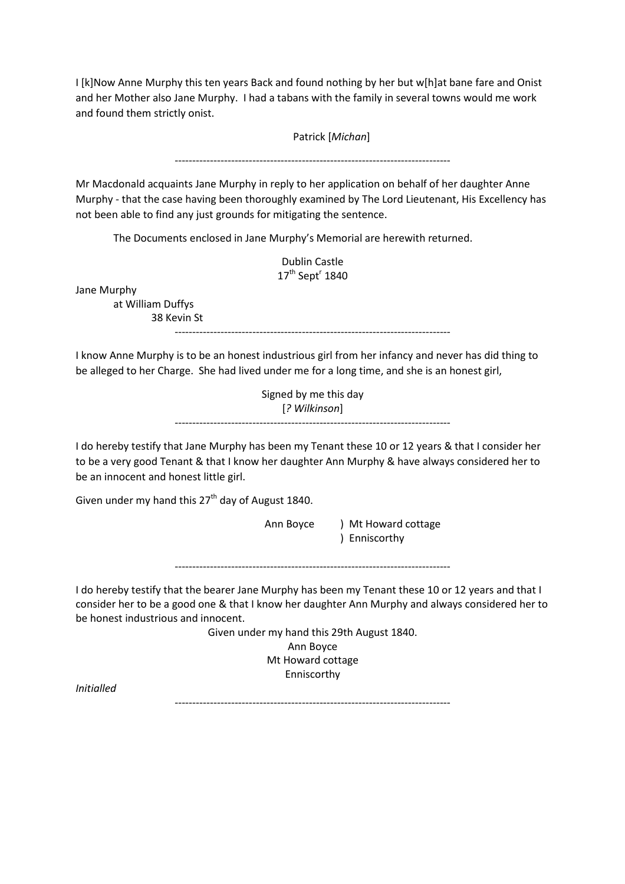I [k]Now Anne Murphy this ten years Back and found nothing by her but w[h]at bane fare and Onist and her Mother also Jane Murphy. I had a tabans with the family in several towns would me work and found them strictly onist.

Patrick [*Michan*]

-----------------------------------------------------------------------------

Mr Macdonald acquaints Jane Murphy in reply to her application on behalf of her daughter Anne Murphy - that the case having been thoroughly examined by The Lord Lieutenant, His Excellency has not been able to find any just grounds for mitigating the sentence.

The Documents enclosed in Jane Murphy's Memorial are herewith returned.

Dublin Castle
17th Sept<sup>r</sup> 1840

Jane Murphy
at William Duffys
38 Kevin St

-----------------------------------------------------------------------------

I know Anne Murphy is to be an honest industrious girl from her infancy and never has did thing to be alleged to her Charge. She had lived under me for a long time, and she is an honest girl,

Signed by me this day
[*? Wilkinson*]

-----------------------------------------------------------------------------

I do hereby testify that Jane Murphy has been my Tenant these 10 or 12 years & that I consider her to be a very good Tenant & that I know her daughter Ann Murphy & have always considered her to be an innocent and honest little girl.

Given under my hand this 27th day of August 1840.

Ann Boyce ) Mt Howard cottage
) Enniscorthy

-----------------------------------------------------------------------------

I do hereby testify that the bearer Jane Murphy has been my Tenant these 10 or 12 years and that I consider her to be a good one & that I know her daughter Ann Murphy and always considered her to be honest industrious and innocent.

Given under my hand this 29th August 1840.
Ann Boyce
Mt Howard cottage
Enniscorthy

*Initialled*

-----------------------------------------------------------------------------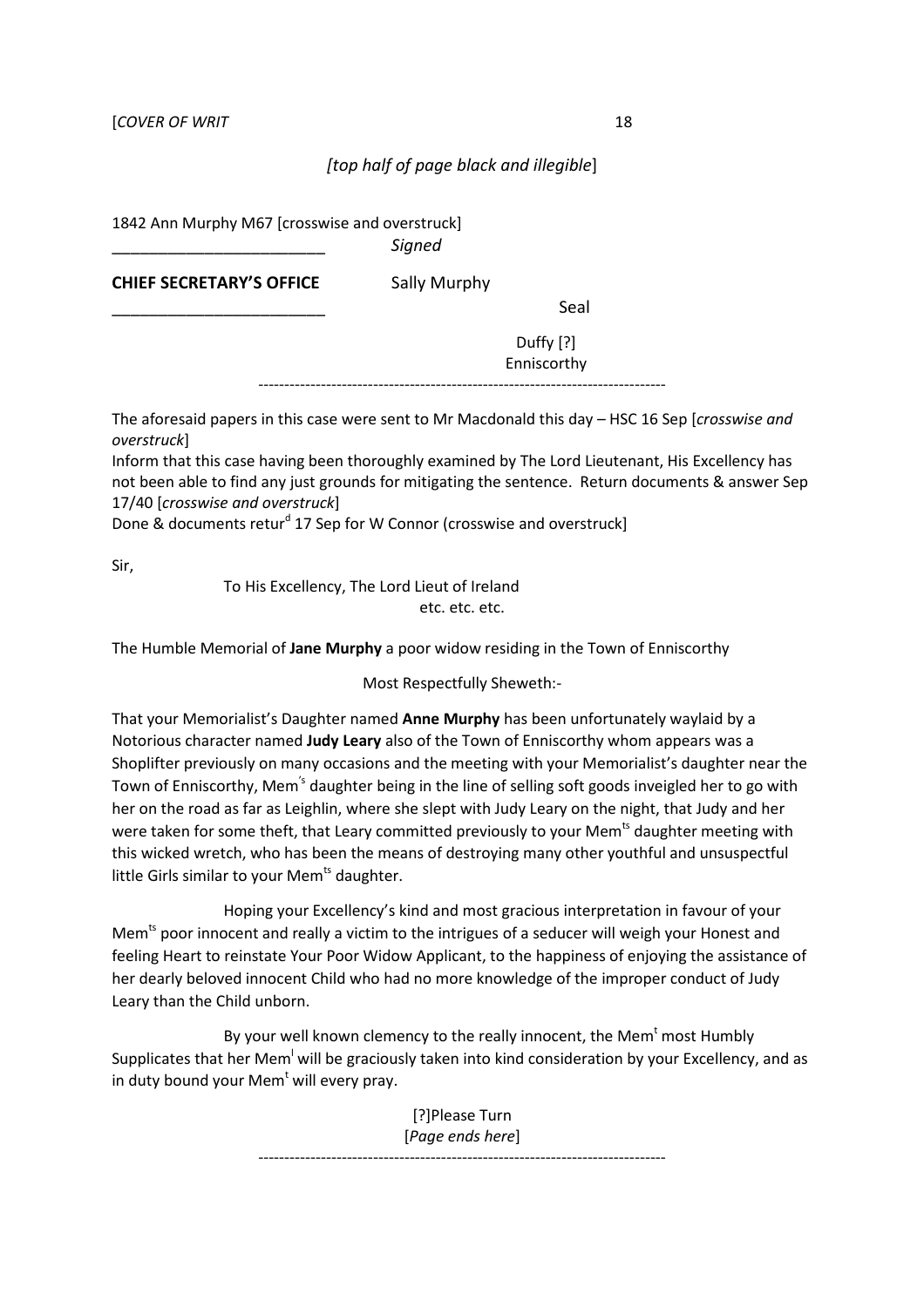[*COVER OF WRIT*

*[top half of page black and illegible*]

1842 Ann Murphy M67 [crosswise and overstruck]

________________________ *Signed*

**CHIEF SECRETARY'S OFFICE** Sally Murphy

________________________ Seal

Duffy [?]
Enniscorthy

---

The aforesaid papers in this case were sent to Mr Macdonald this day – HSC 16 Sep [*crosswise and overstruck*]

Inform that this case having been thoroughly examined by The Lord Lieutenant, His Excellency has not been able to find any just grounds for mitigating the sentence. Return documents & answer Sep 17/40 [*crosswise and overstruck*]

Done & documents retur[d] 17 Sep for W Connor (crosswise and overstruck]

Sir,

To His Excellency, The Lord Lieut of Ireland
etc. etc. etc.

The Humble Memorial of **Jane Murphy** a poor widow residing in the Town of Enniscorthy

Most Respectfully Sheweth:-

That your Memorialist's Daughter named **Anne Murphy** has been unfortunately waylaid by a Notorious character named **Judy Leary** also of the Town of Enniscorthy whom appears was a Shoplifter previously on many occasions and the meeting with your Memorialist's daughter near the Town of Enniscorthy, Mem['s] daughter being in the line of selling soft goods inveigled her to go with her on the road as far as Leighlin, where she slept with Judy Leary on the night, that Judy and her were taken for some theft, that Leary committed previously to your Mem[ts] daughter meeting with this wicked wretch, who has been the means of destroying many other youthful and unsuspectful little Girls similar to your Mem[ts] daughter.

Hoping your Excellency's kind and most gracious interpretation in favour of your Mem[ts] poor innocent and really a victim to the intrigues of a seducer will weigh your Honest and feeling Heart to reinstate Your Poor Widow Applicant, to the happiness of enjoying the assistance of her dearly beloved innocent Child who had no more knowledge of the improper conduct of Judy Leary than the Child unborn.

By your well known clemency to the really innocent, the Mem[t] most Humbly Supplicates that her Mem[l] will be graciously taken into kind consideration by your Excellency, and as in duty bound your Mem[t] will every pray.

[?]Please Turn
[*Page ends here*]

---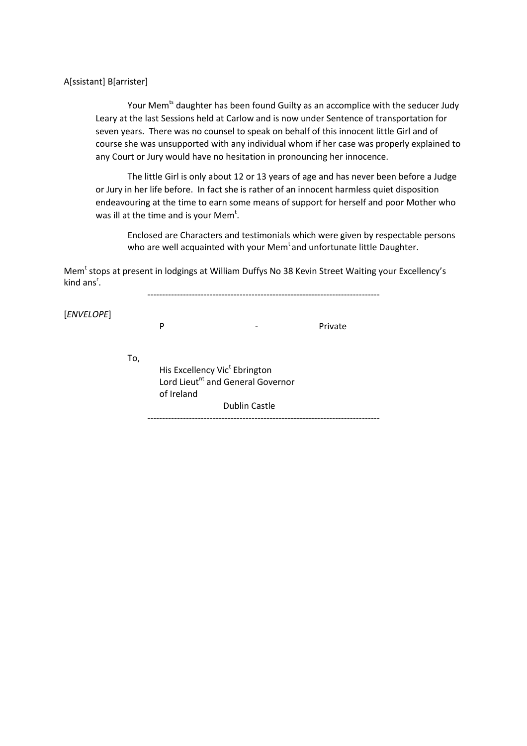A[ssistant] B[arrister]

Your Mem[ts] daughter has been found Guilty as an accomplice with the seducer Judy Leary at the last Sessions held at Carlow and is now under Sentence of transportation for seven years. There was no counsel to speak on behalf of this innocent little Girl and of course she was unsupported with any individual whom if her case was properly explained to any Court or Jury would have no hesitation in pronouncing her innocence.

The little Girl is only about 12 or 13 years of age and has never been before a Judge or Jury in her life before. In fact she is rather of an innocent harmless quiet disposition endeavouring at the time to earn some means of support for herself and poor Mother who was ill at the time and is your Mem[t].

Enclosed are Characters and testimonials which were given by respectable persons who are well acquainted with your Mem[t] and unfortunate little Daughter.

Mem[t] stops at present in lodgings at William Duffys No 38 Kevin Street Waiting your Excellency's kind ans[r].

---

[*ENVELOPE*]

P - Private

To,

His Excellency Vic[t] Ebrington
Lord Lieut[nt] and General Governor
of Ireland
Dublin Castle

---